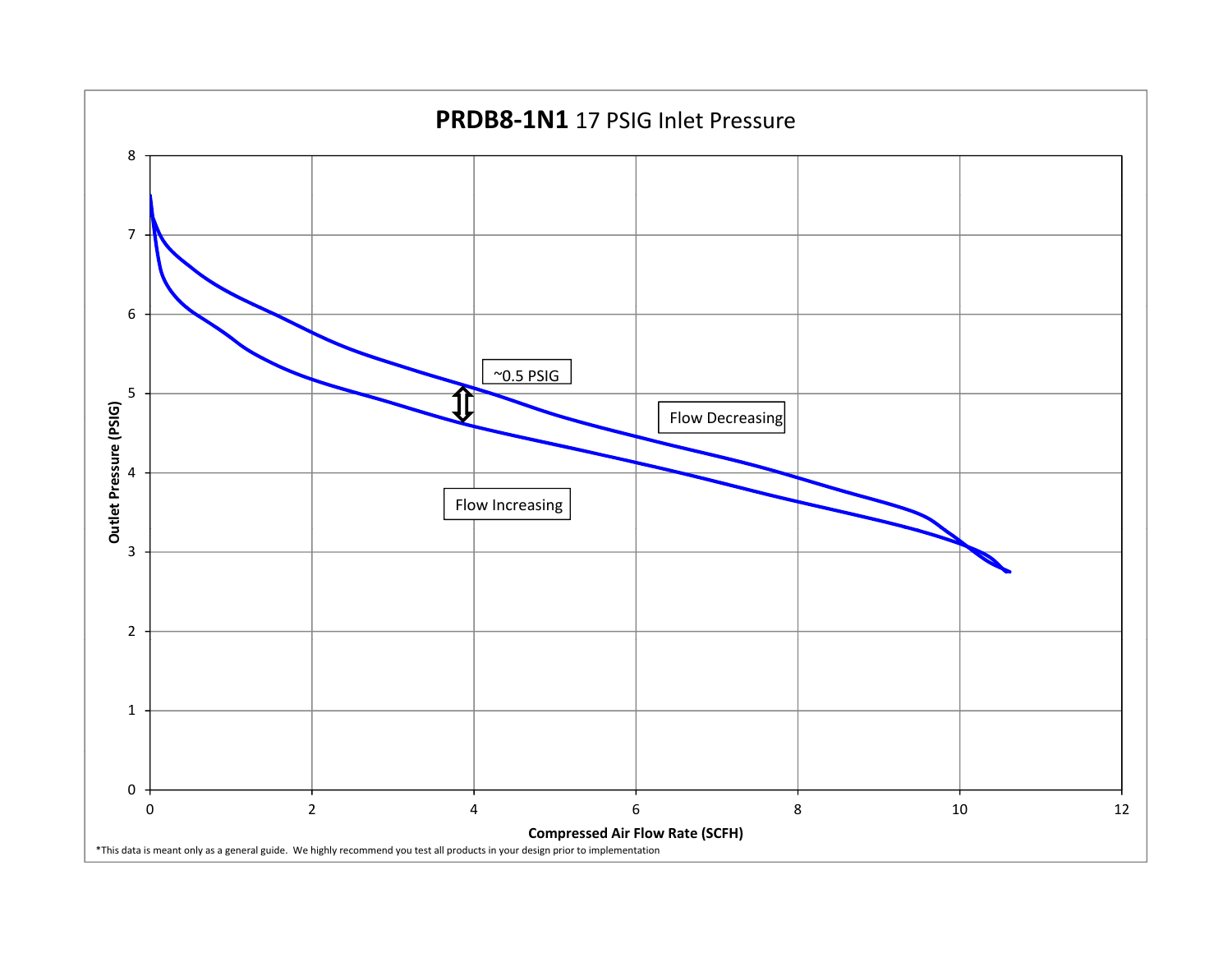# **PRDB8-1N1** 17 PSIG Inlet Pressure

Outlet Pressure (PSIG)

~0.5 PSIG

Flow Decreasing

Flow Increasing

Compressed Air Flow Rate (SCFH)

*This data is meant only as a general guide. We highly recommend you test all products in your design prior to implementation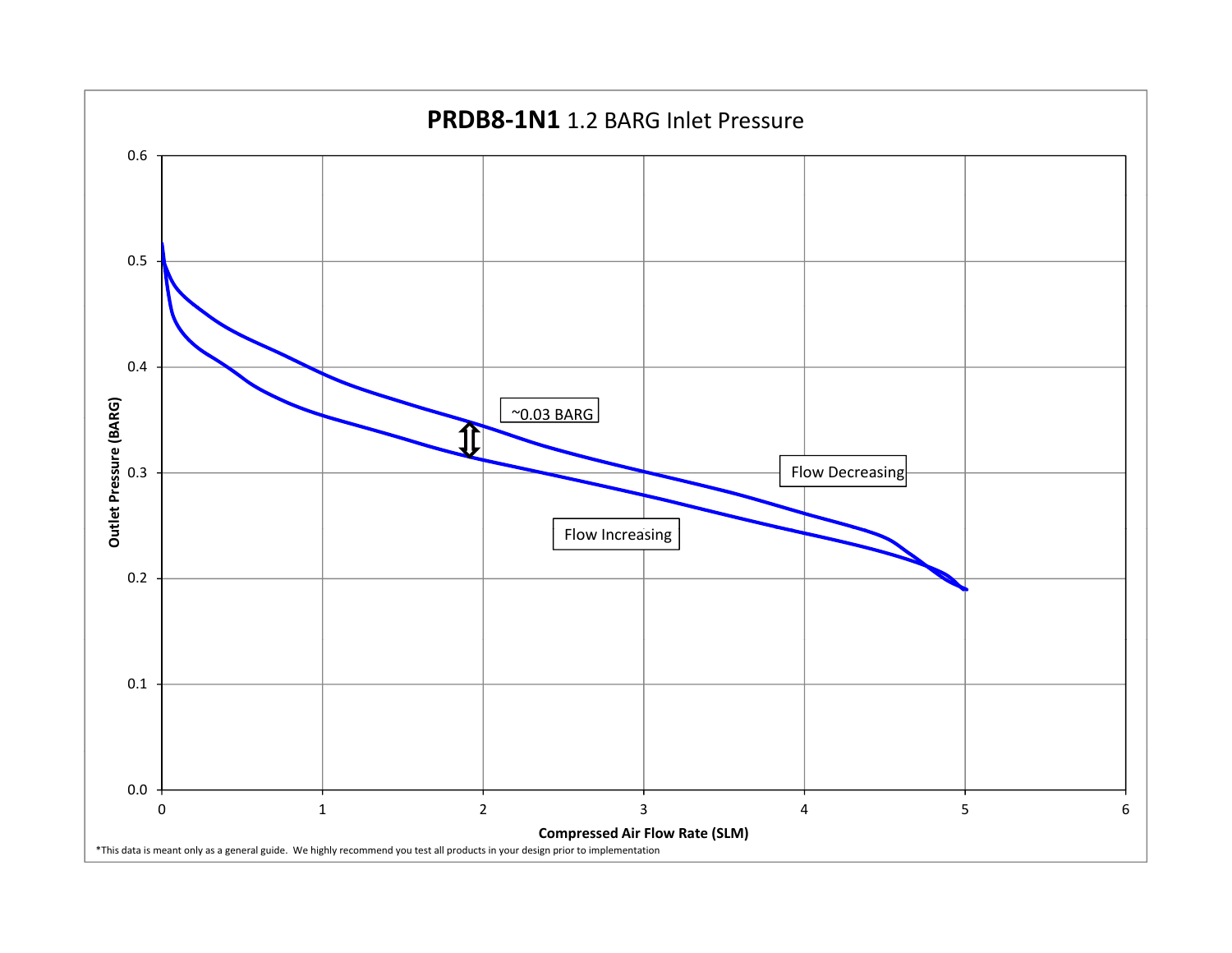## **PRDB8-1N1** 1.2 BARG Inlet Pressure

Outlet Pressure (BARG) vs. Compressed Air Flow Rate (SLM)

~0.03 BARG

Flow Decreasing

Flow Increasing

*This data is meant only as a general guide. We highly recommend you test all products in your design prior to implementation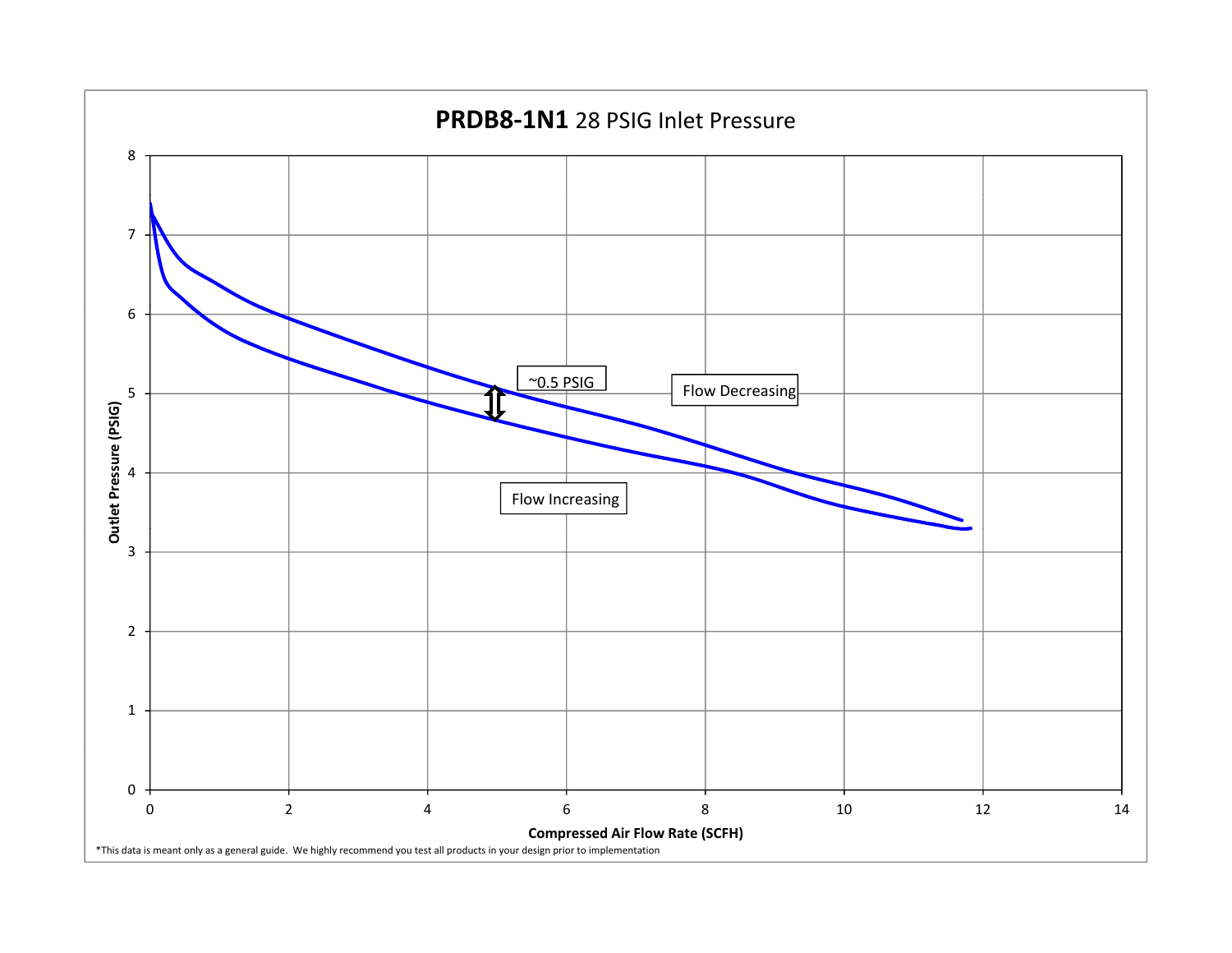**PRDB8-1N1** 28 PSIG Inlet Pressure

Outlet Pressure (PSIG)

~0.5 PSIG

Flow Decreasing

Flow Increasing

Compressed Air Flow Rate (SCFH)

*This data is meant only as a general guide. We highly recommend you test all products in your design prior to implementation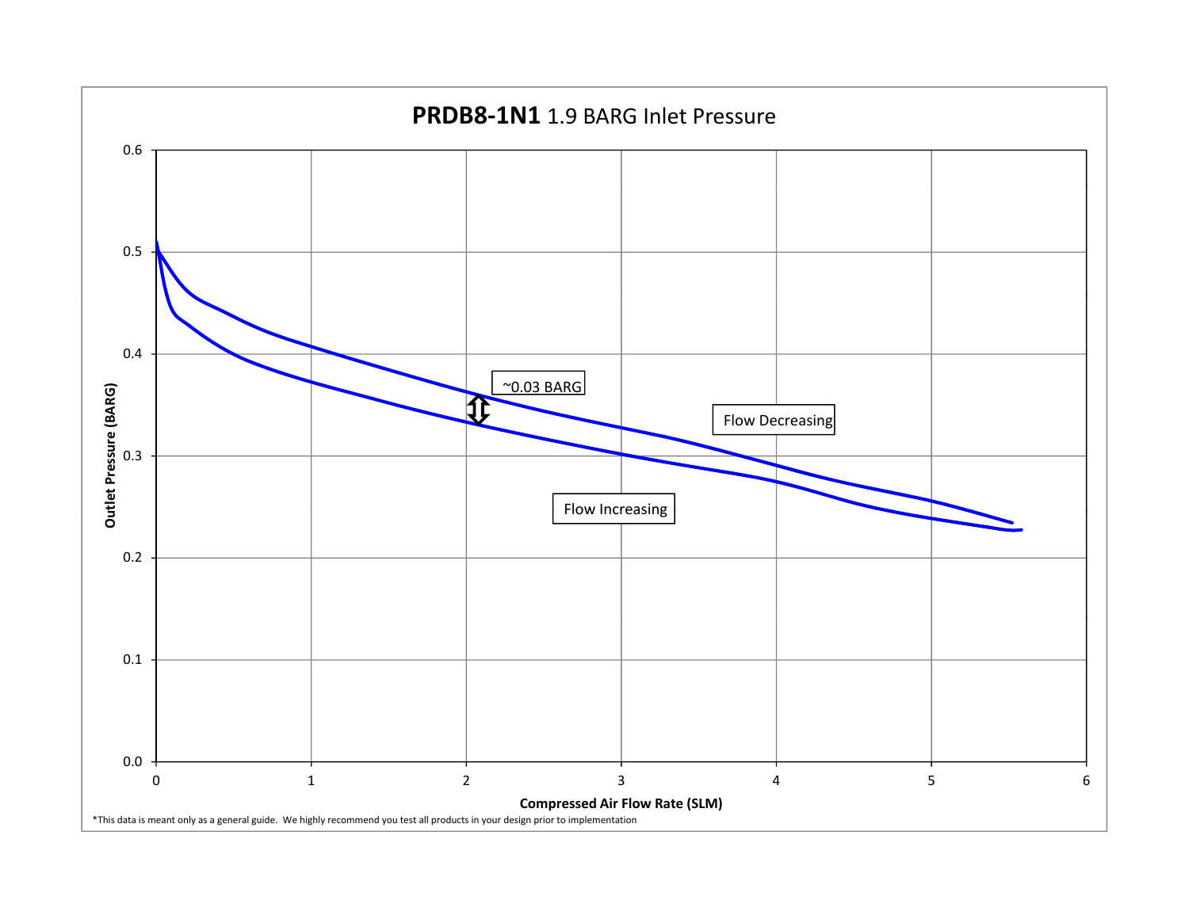**PRDB8-1N1** 1.9 BARG Inlet Pressure

Outlet Pressure (BARG)

Compressed Air Flow Rate (SLM)

~0.03 BARG

Flow Decreasing

Flow Increasing

*This data is meant only as a general guide. We highly recommend you test all products in your design prior to implementation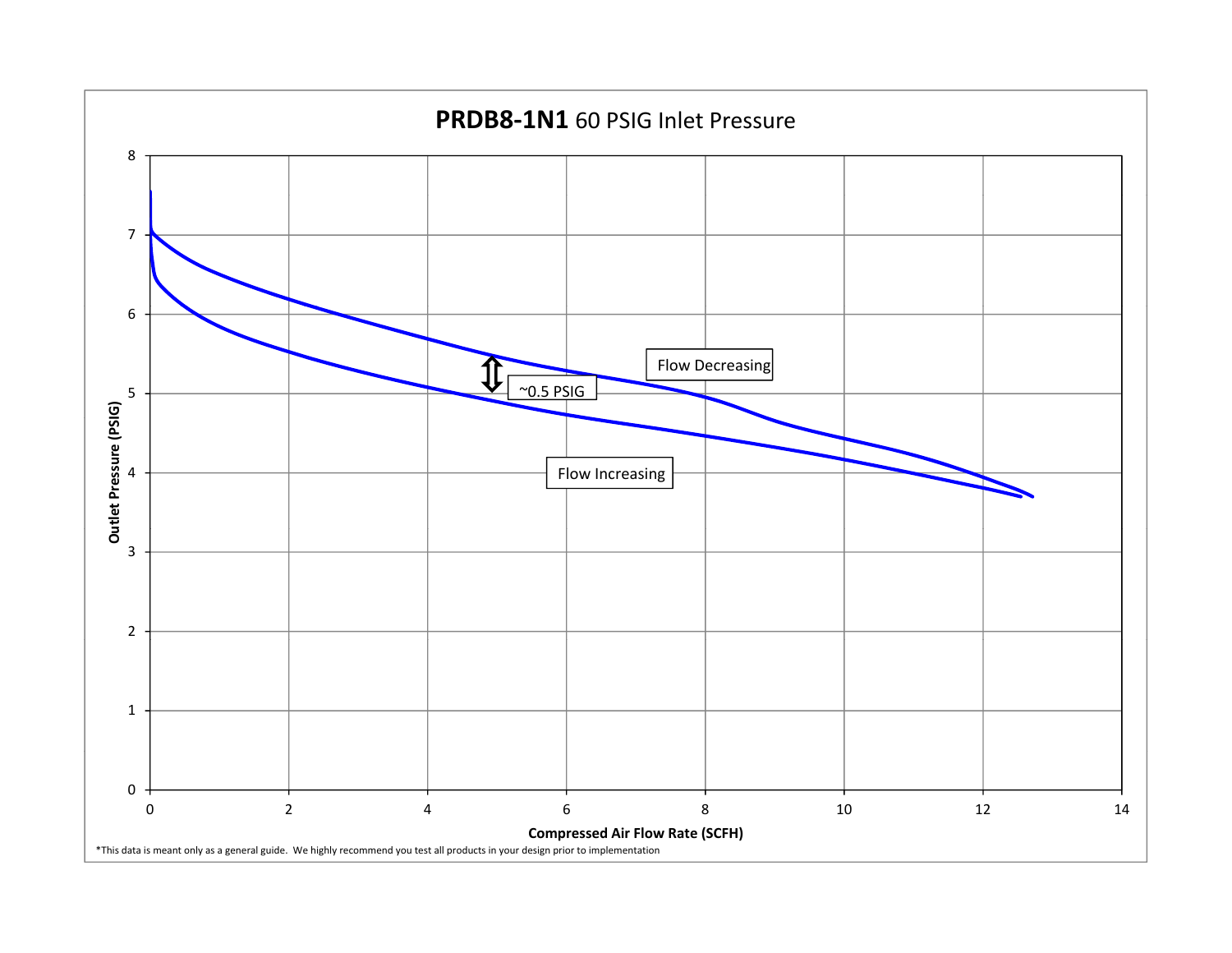## **PRDB8-1N1** 60 PSIG Inlet Pressure

Outlet Pressure (PSIG)

Compressed Air Flow Rate (SCFH)

Flow Decreasing

~0.5 PSIG

Flow Increasing

*This data is meant only as a general guide. We highly recommend you test all products in your design prior to implementation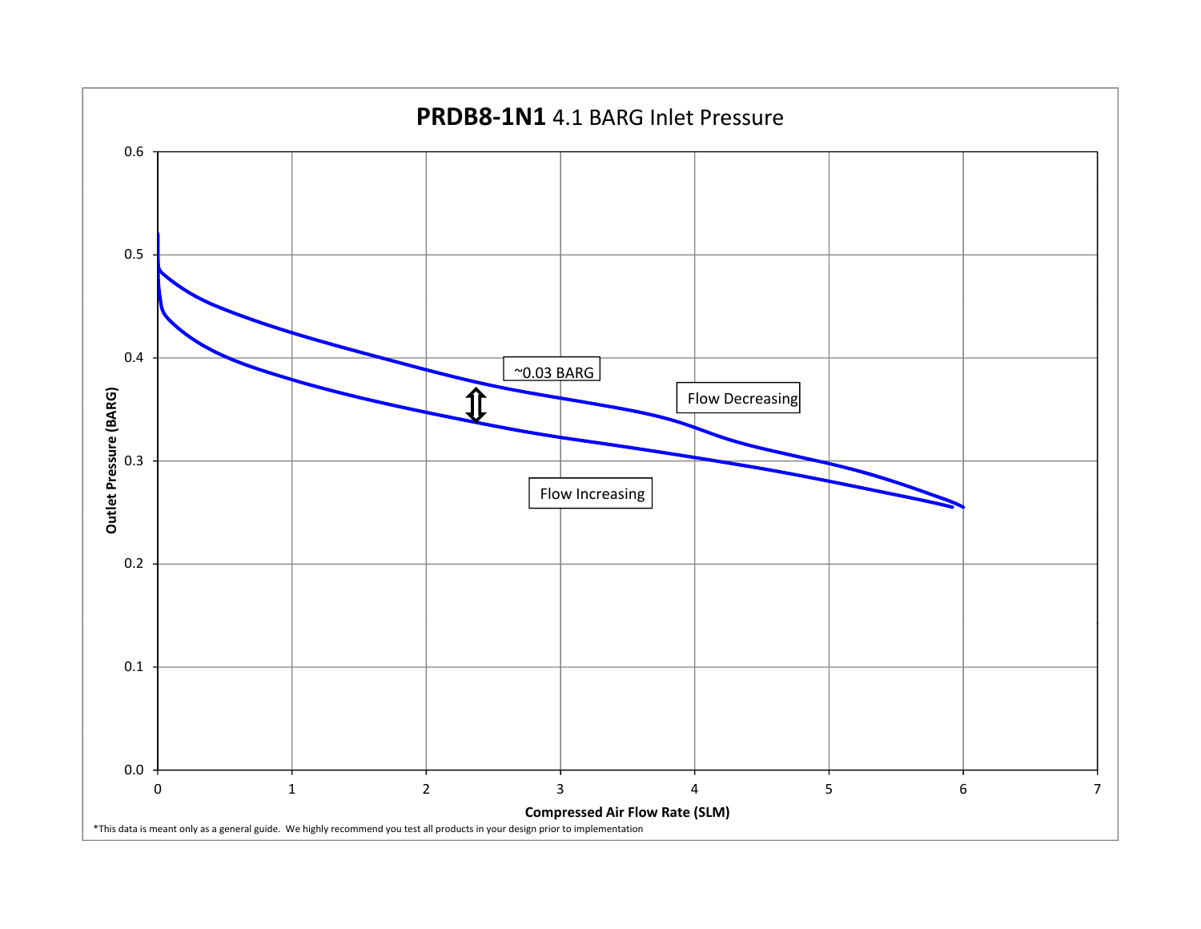**PRDB8-1N1** 4.1 BARG Inlet Pressure

Outlet Pressure (BARG)

0.6
0.5
0.4
0.3
0.2
0.1
0.0

0 1 2 3 4 5 6 7

Compressed Air Flow Rate (SLM)

~0.03 BARG

Flow Decreasing

Flow Increasing

*This data is meant only as a general guide. We highly recommend you test all products in your design prior to implementation